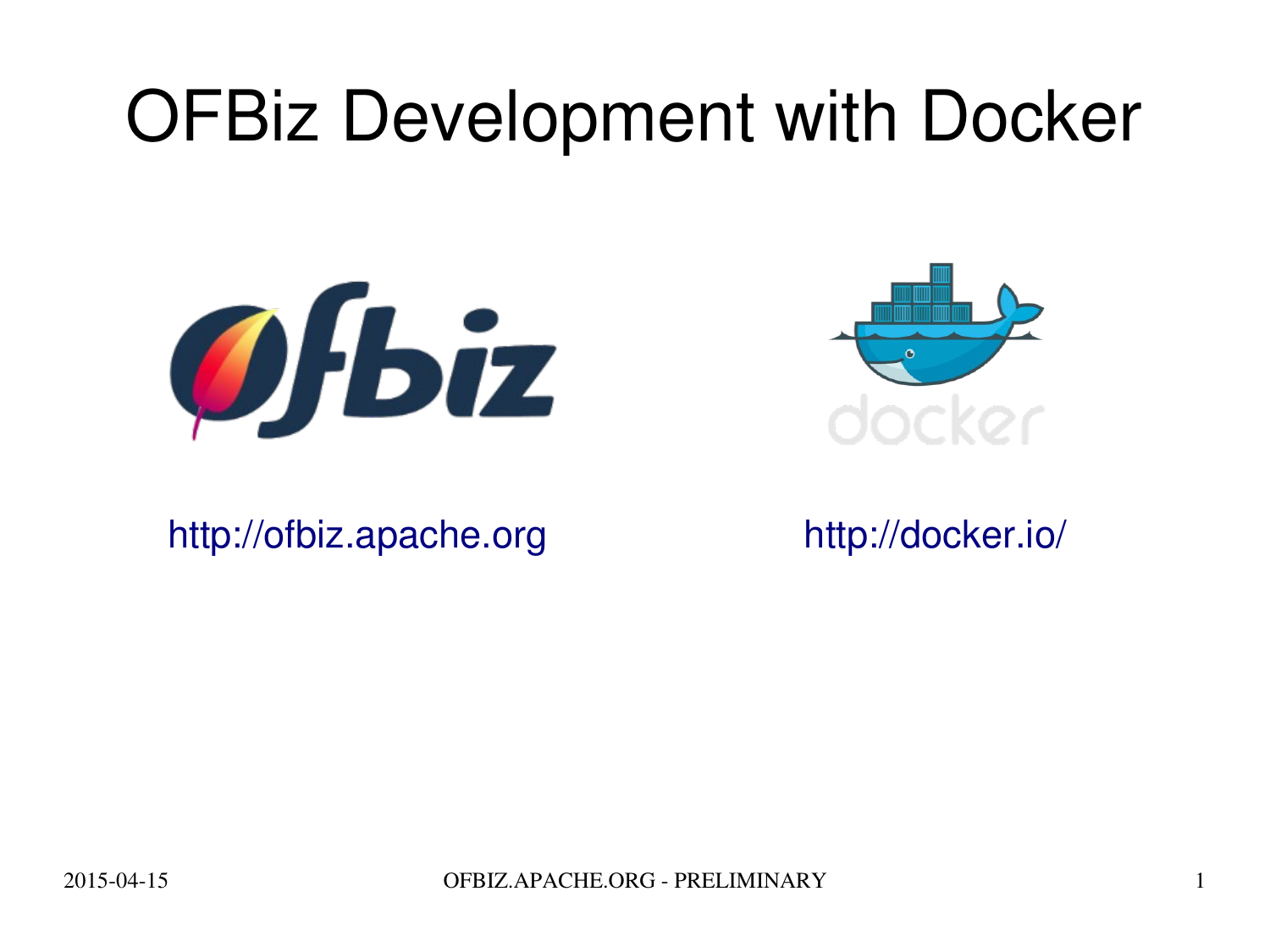# OFBiz Development with Docker

http://ofbiz.apache.org

http://docker.io/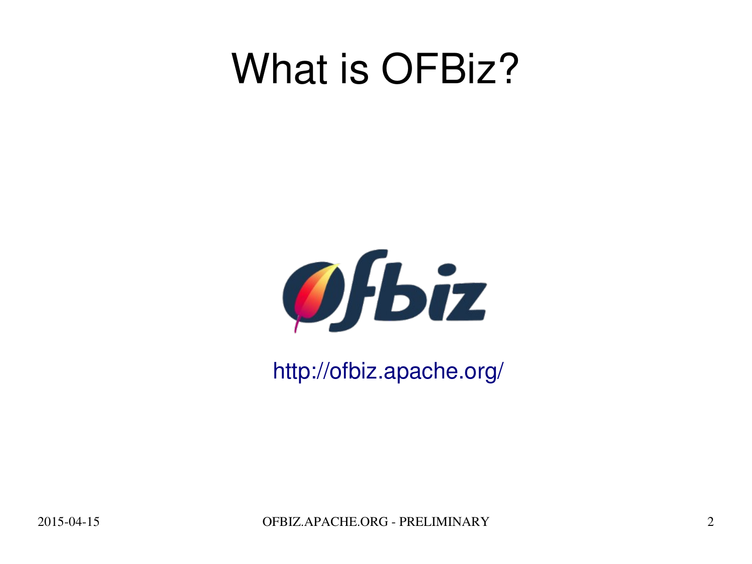# What is OFBiz?

http://ofbiz.apache.org/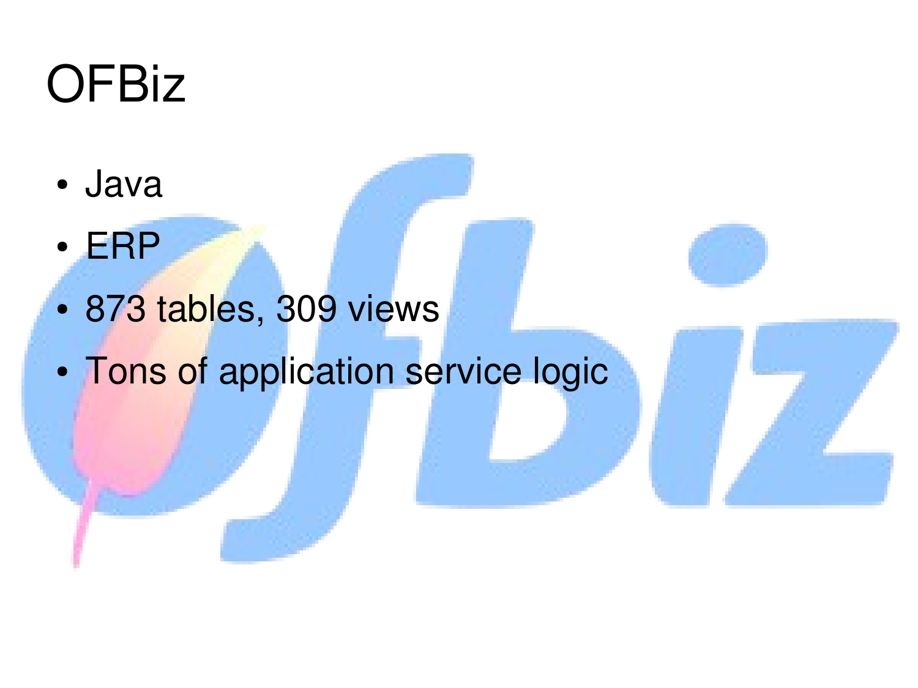# OFBiz

- Java
- ERP
- 873 tables, 309 views
- Tons of application service logic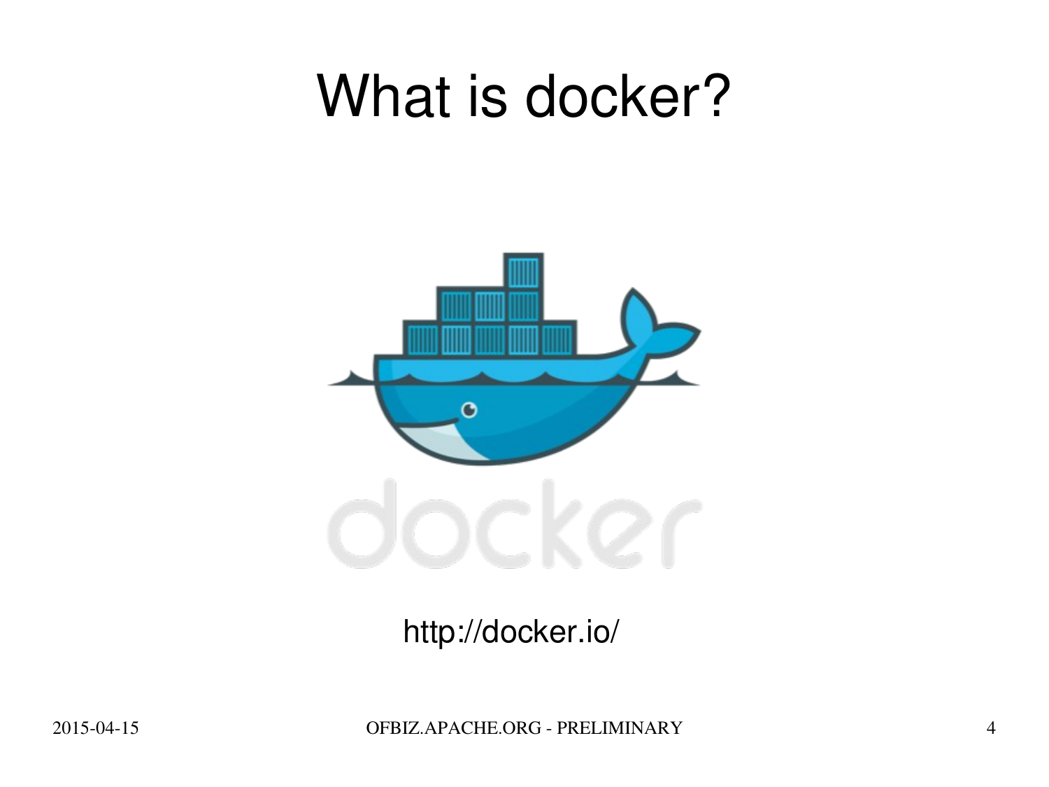# What is docker?

http://docker.io/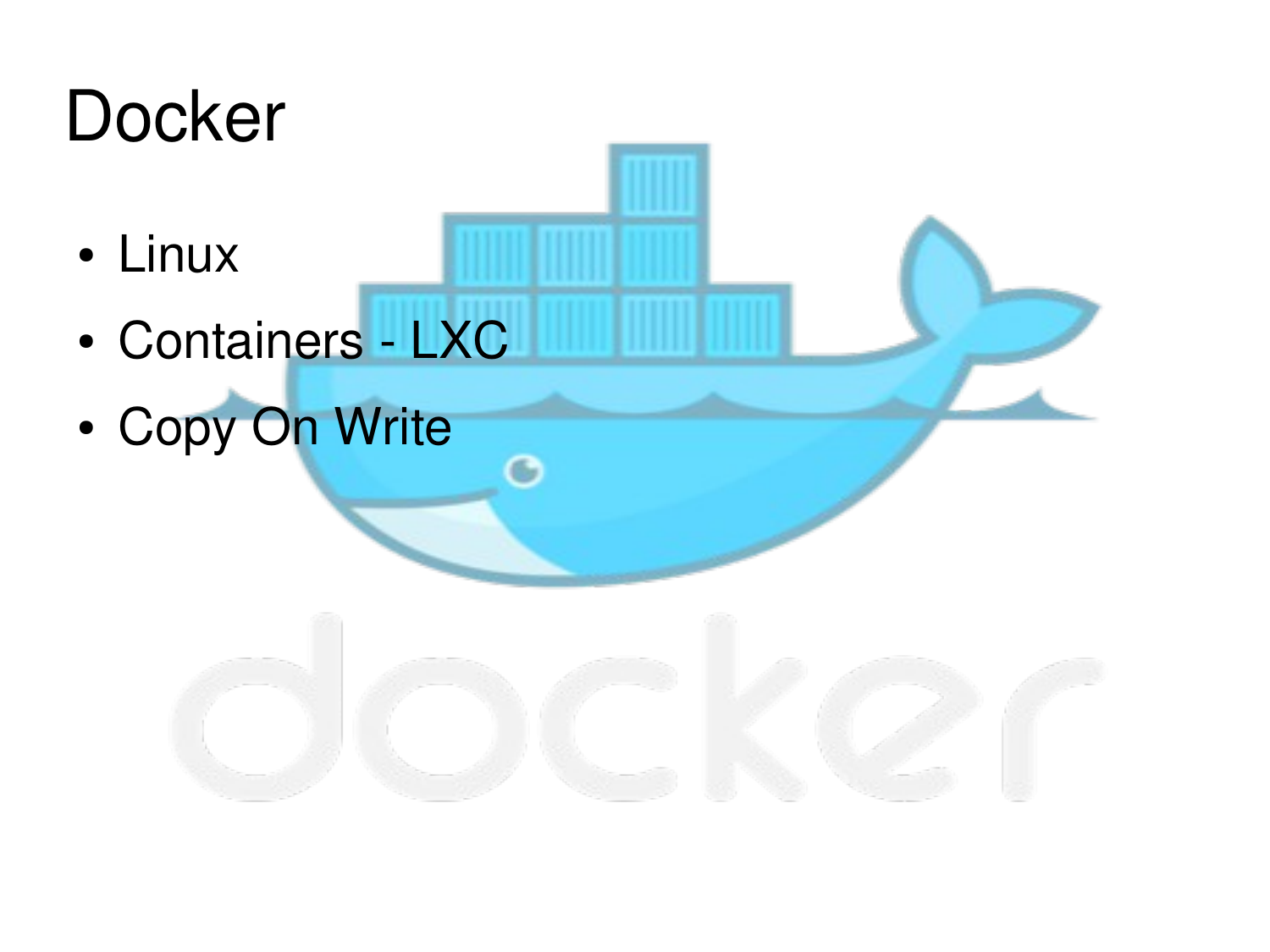# Docker

- Linux
- Containers - LXC
- Copy On Write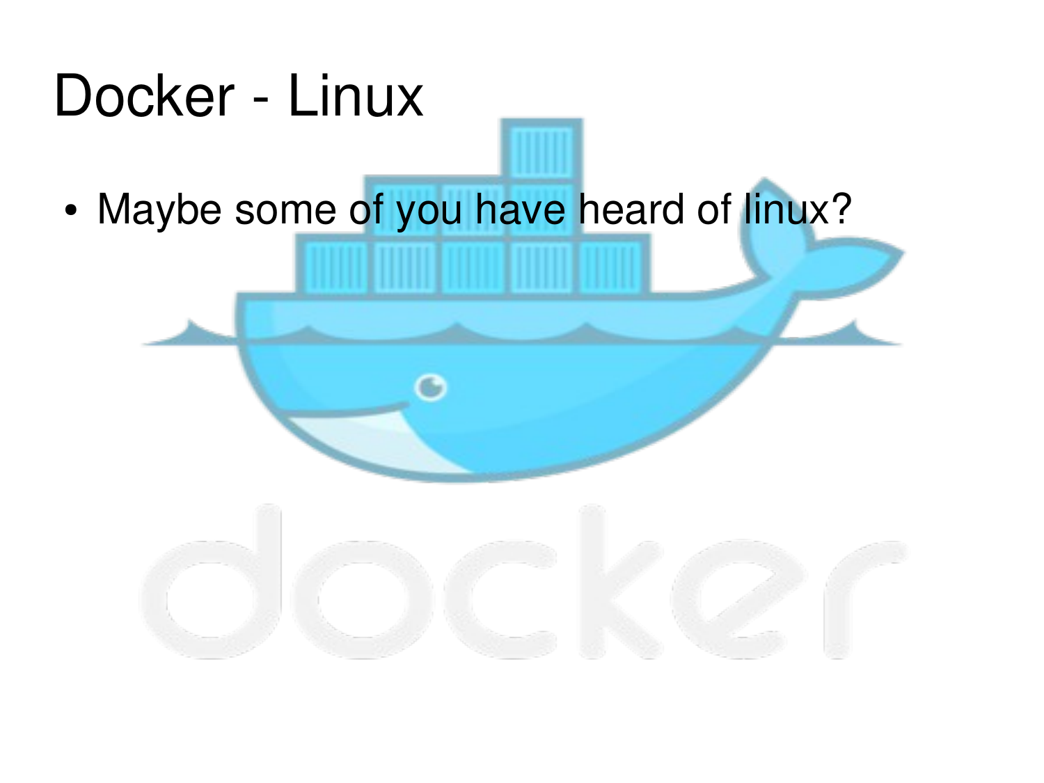# Docker - Linux

- Maybe some of you have heard of linux?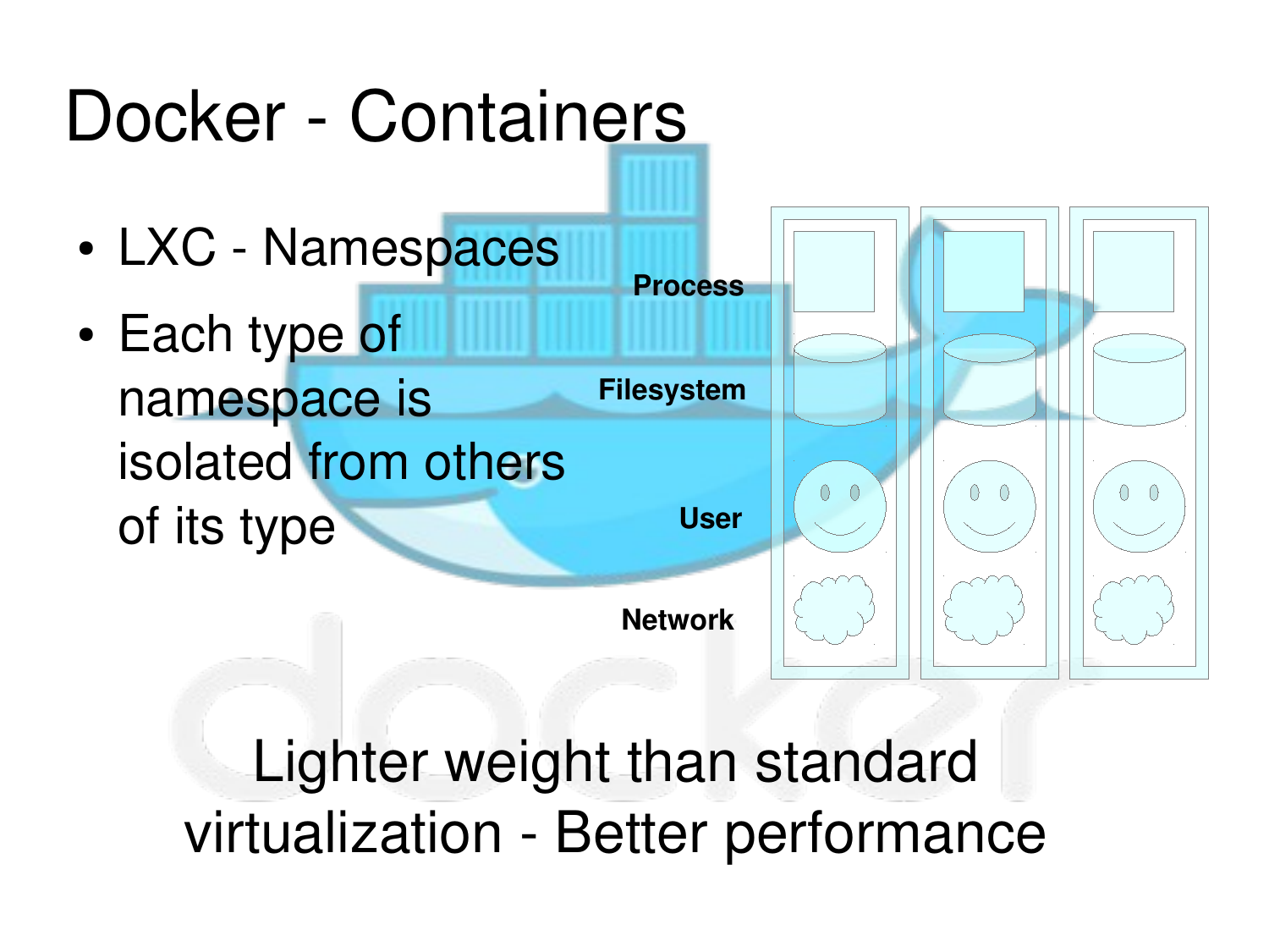# Docker - Containers

- LXC - Namespaces
- Each type of namespace is isolated from others of its type

Process

Filesystem

User

Network

Lighter weight than standard virtualization - Better performance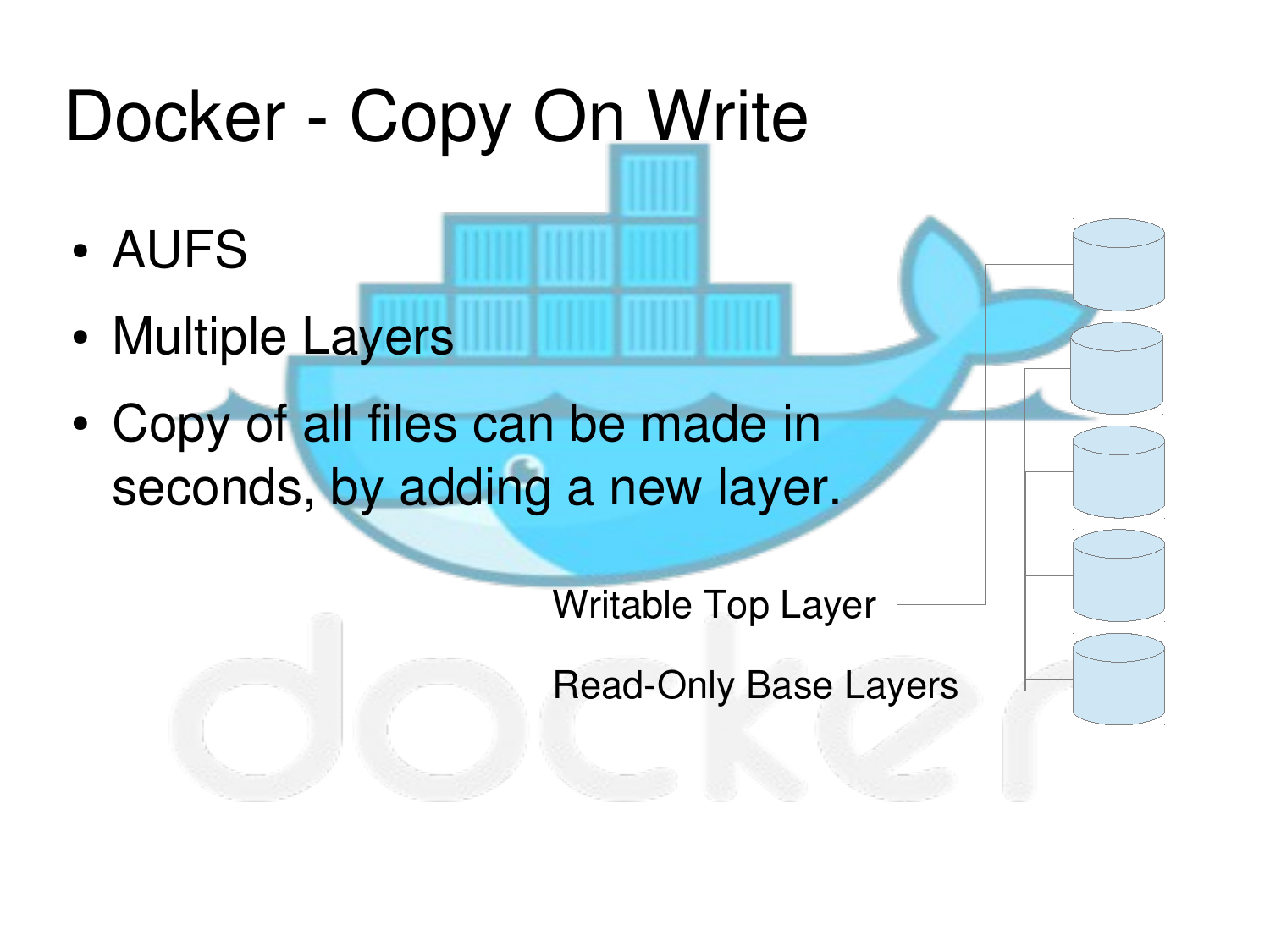# Docker - Copy On Write

- AUFS
- Multiple Layers
- Copy of all files can be made in seconds, by adding a new layer.

Writable Top Layer

Read-Only Base Layers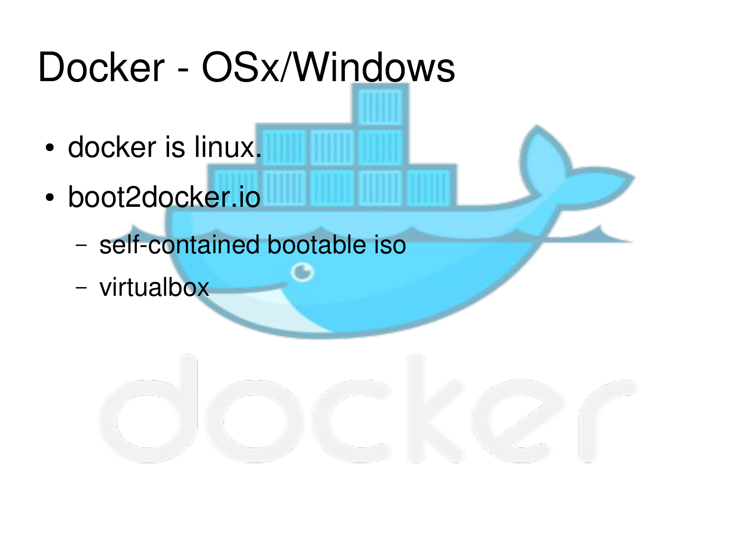# Docker - OSx/Windows

- docker is linux.
- boot2docker.io
  - self-contained bootable iso
  - virtualbox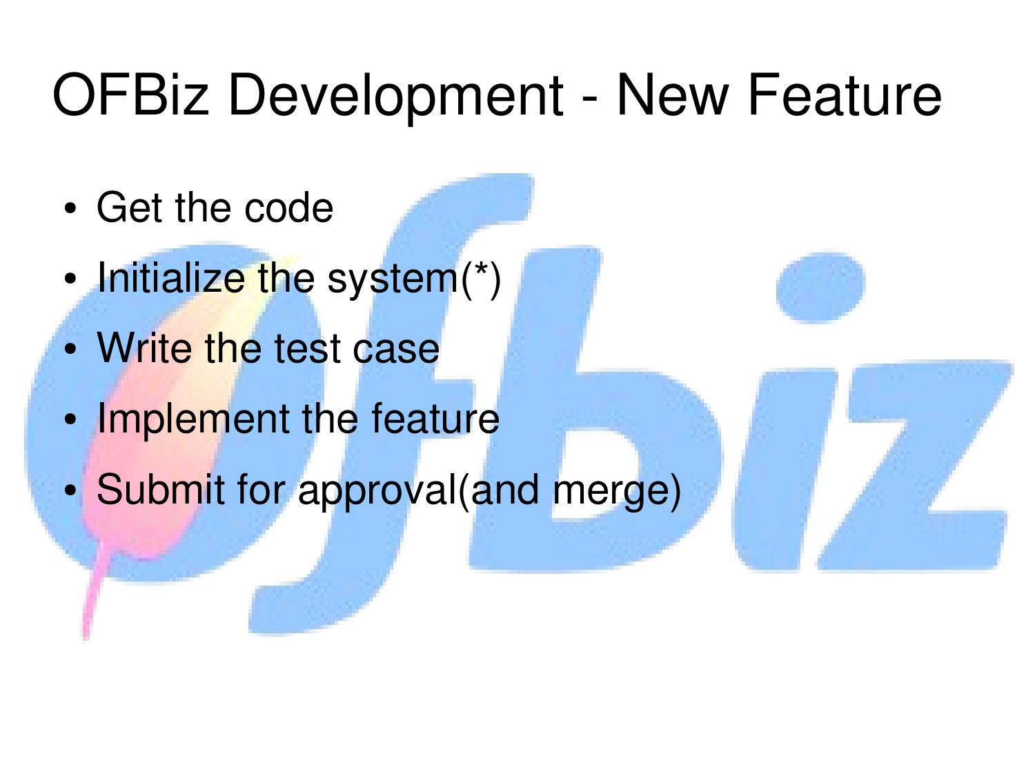# OFBiz Development - New Feature

- Get the code
- Initialize the system(*)
- Write the test case
- Implement the feature
- Submit for approval(and merge)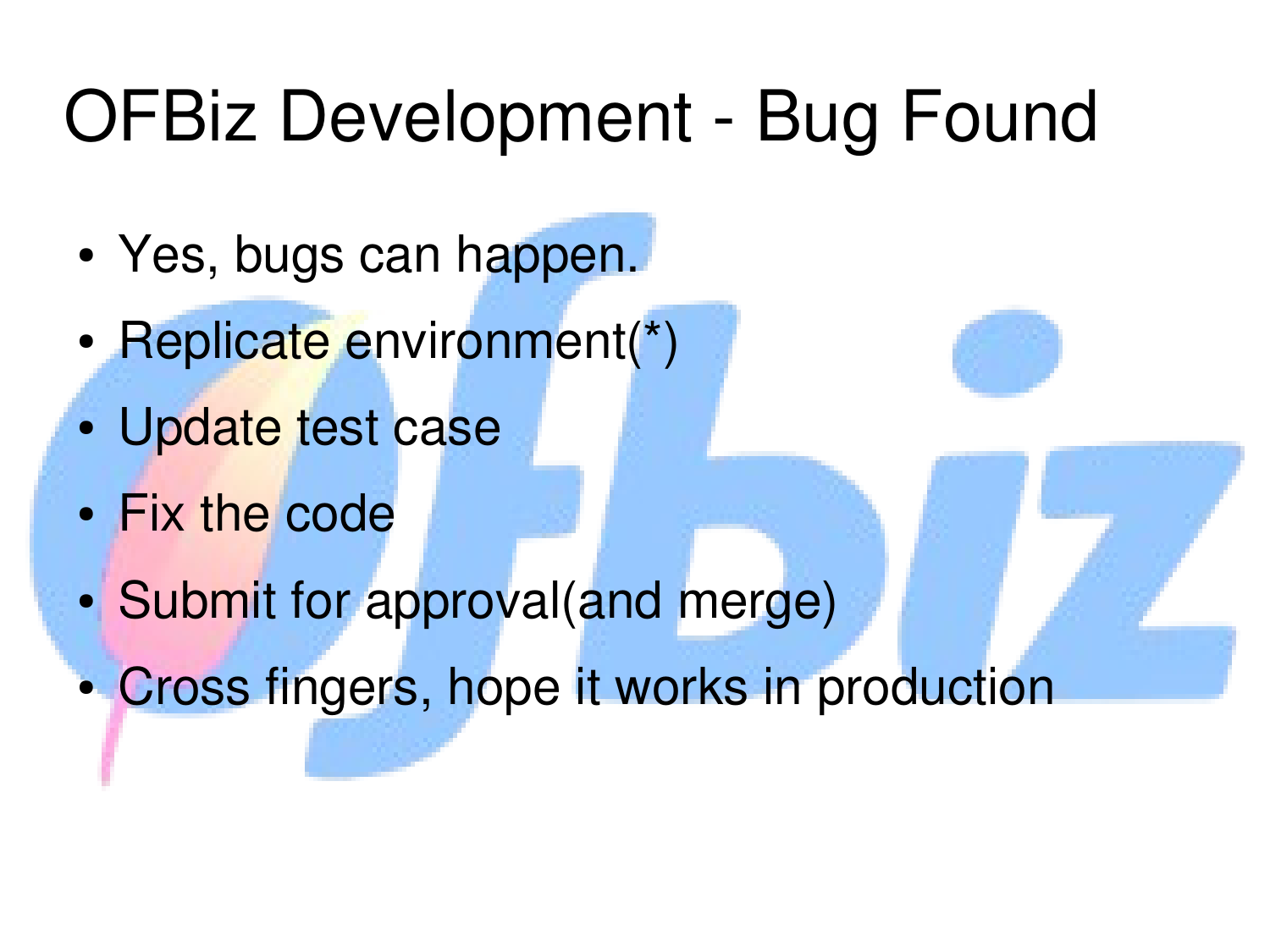# OFBiz Development - Bug Found

- Yes, bugs can happen.
- Replicate environment(*)
- Update test case
- Fix the code
- Submit for approval(and merge)
- Cross fingers, hope it works in production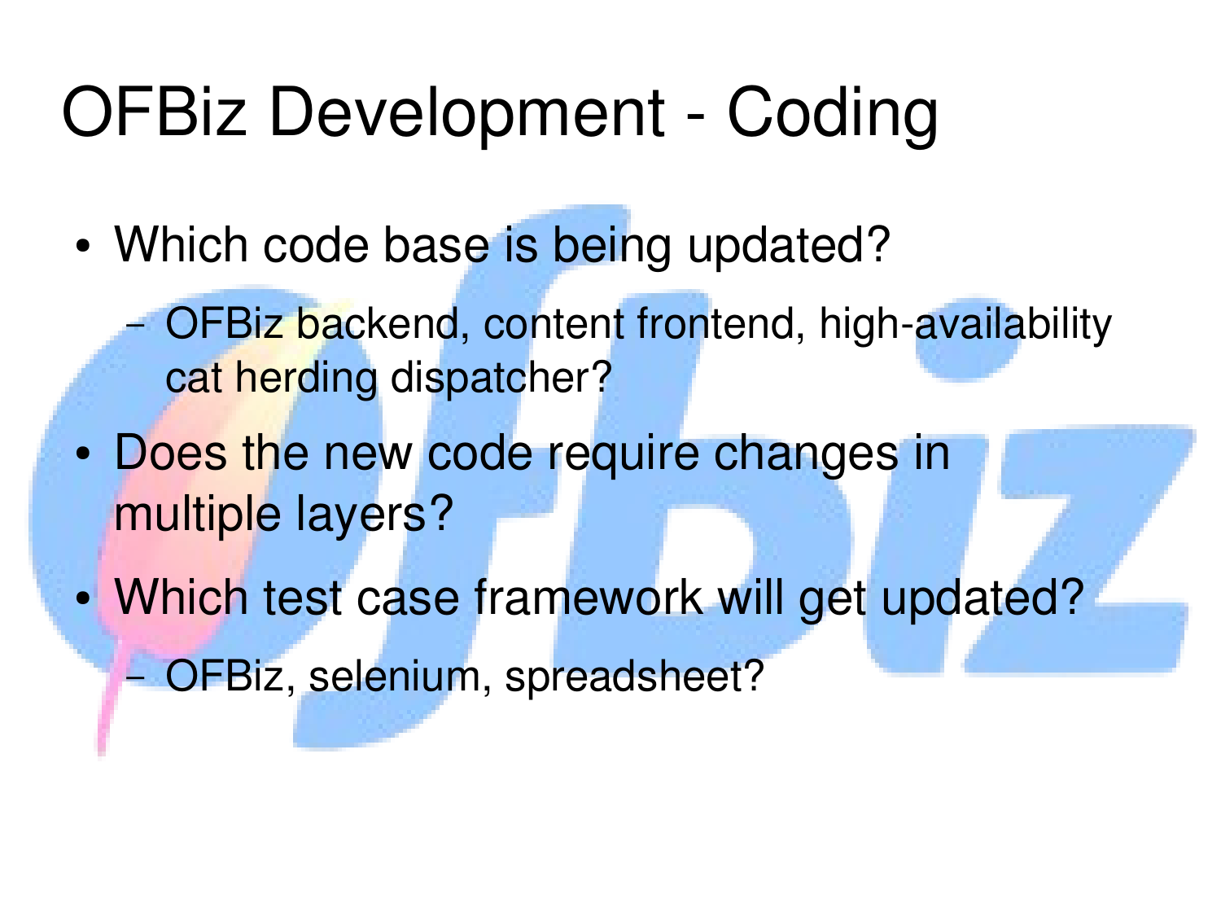# OFBiz Development - Coding

- Which code base is being updated?
  - OFBiz backend, content frontend, high-availability cat herding dispatcher?
- Does the new code require changes in multiple layers?
- Which test case framework will get updated?
  - OFBiz, selenium, spreadsheet?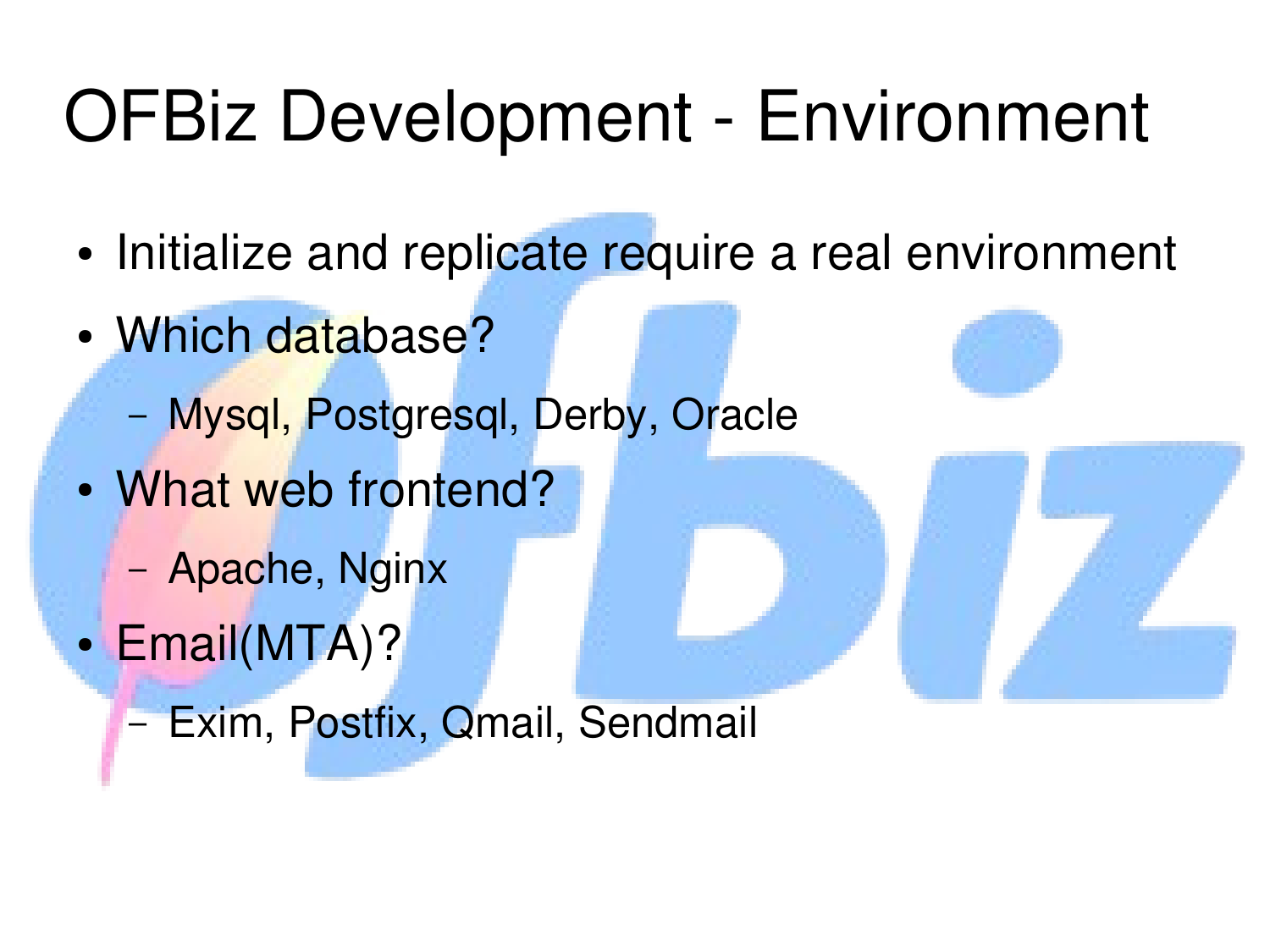# OFBiz Development - Environment

- Initialize and replicate require a real environment
- Which database?
  - Mysql, Postgresql, Derby, Oracle
- What web frontend?
  - Apache, Nginx
- Email(MTA)?
  - Exim, Postfix, Qmail, Sendmail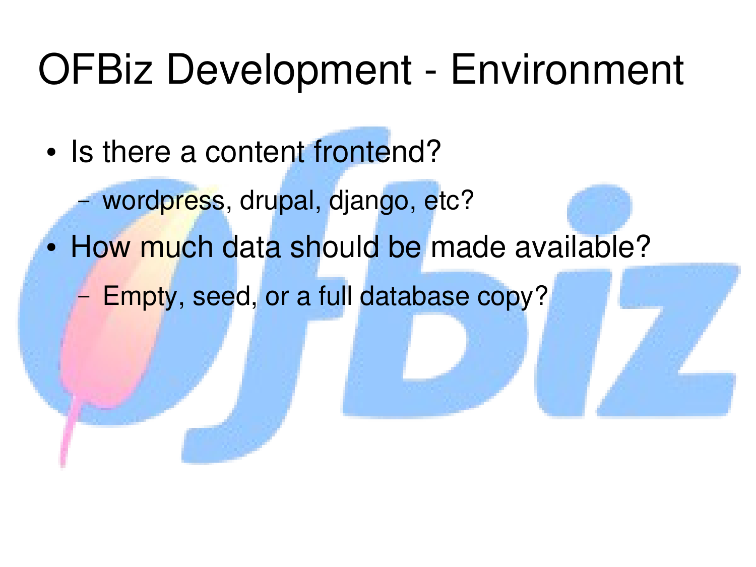# OFBiz Development - Environment

- Is there a content frontend?
  - wordpress, drupal, django, etc?
- How much data should be made available?
  - Empty, seed, or a full database copy?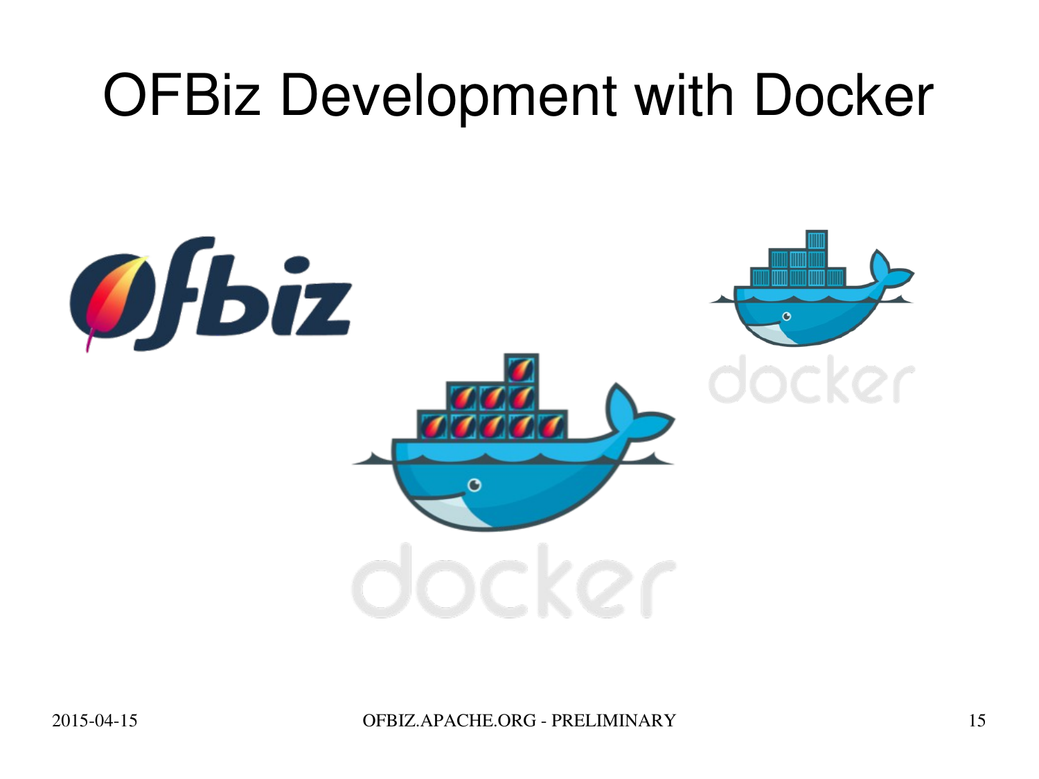# OFBiz Development with Docker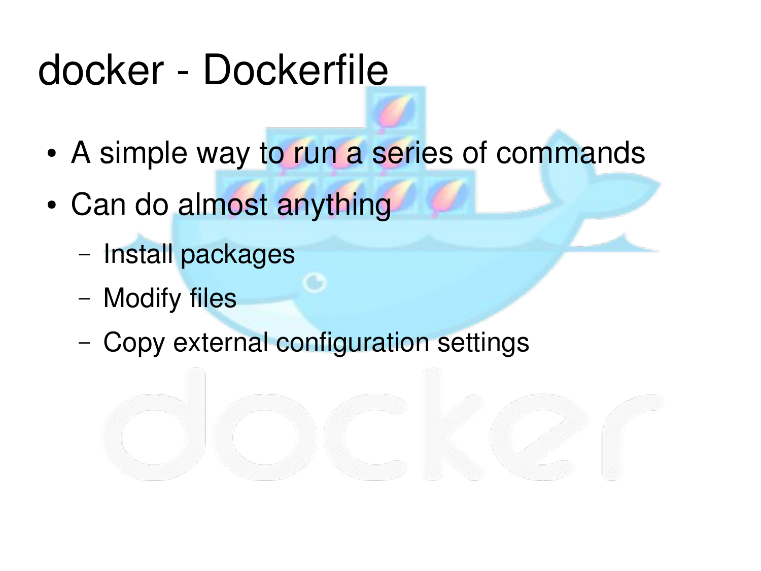# docker - Dockerfile

- A simple way to run a series of commands
- Can do almost anything
  - Install packages
  - Modify files
  - Copy external configuration settings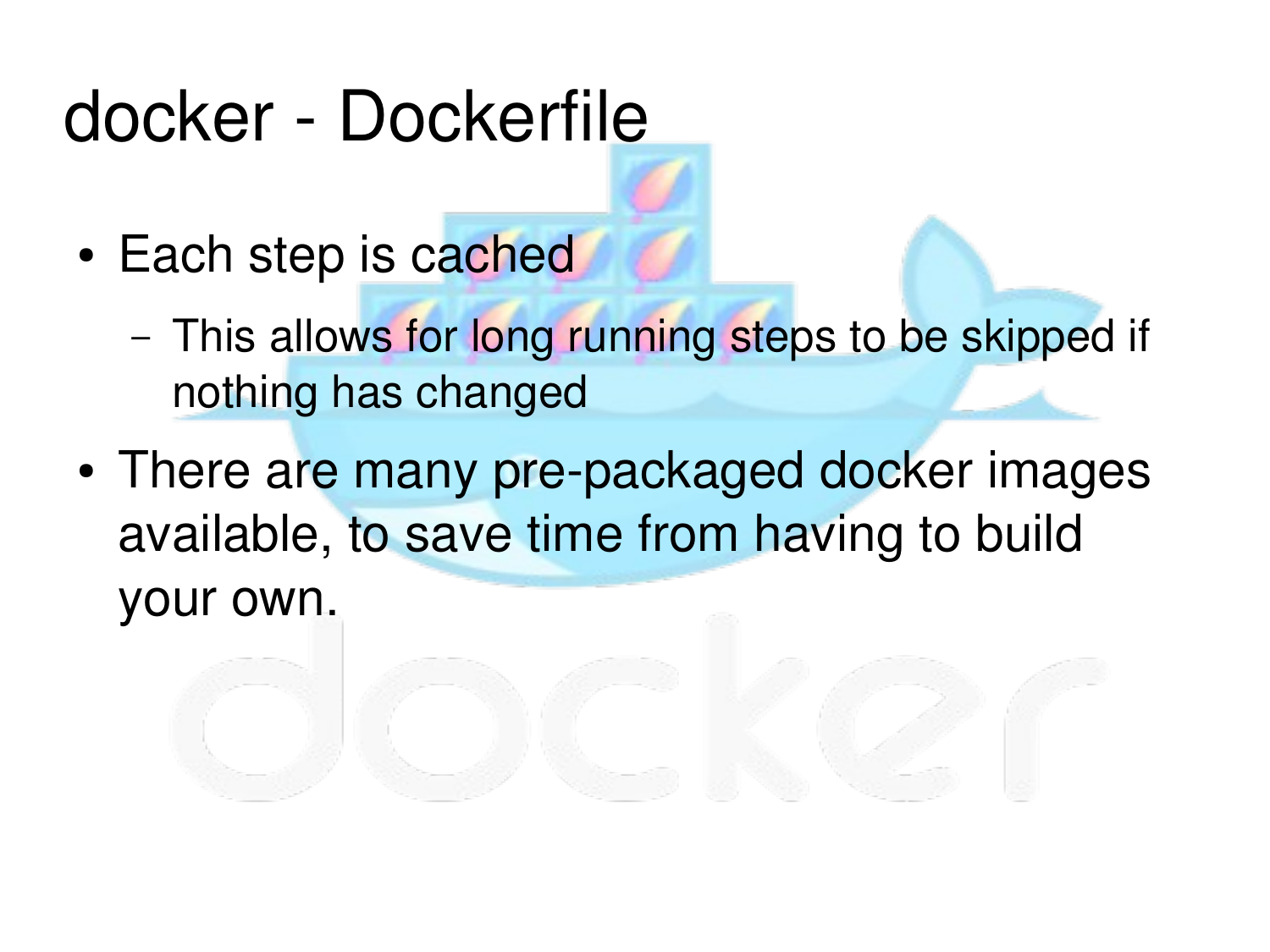# docker - Dockerfile

- Each step is cached
  - This allows for long running steps to be skipped if nothing has changed
- There are many pre-packaged docker images available, to save time from having to build your own.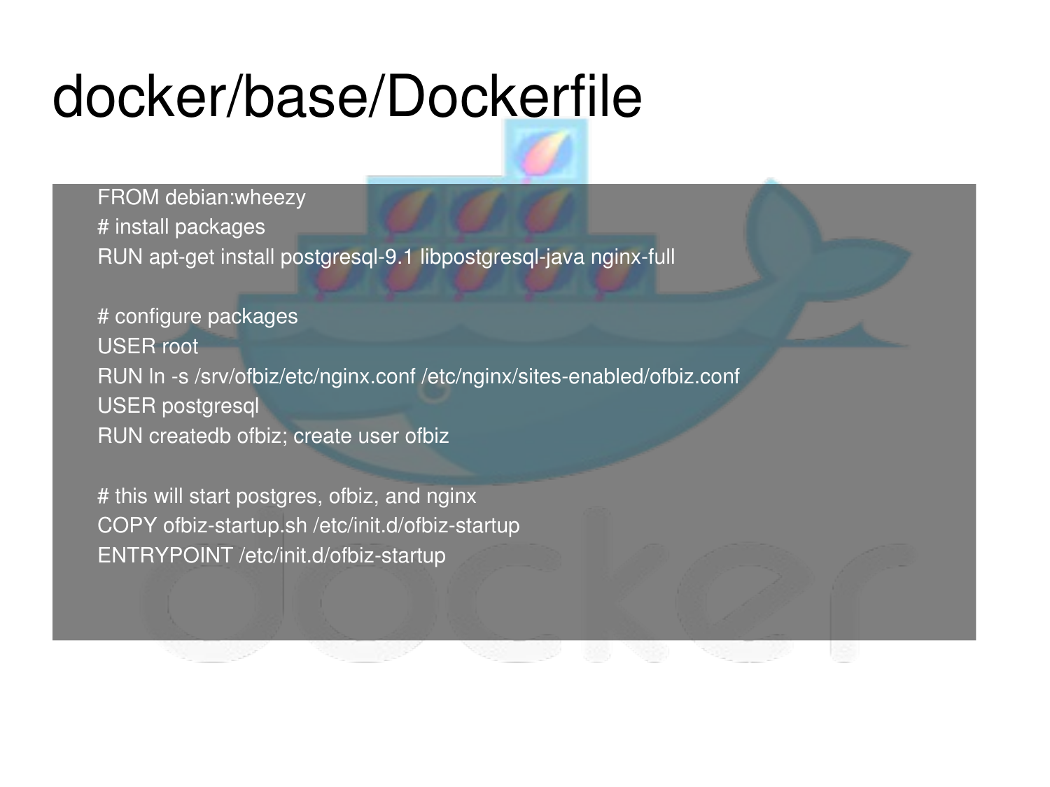# docker/base/Dockerfile

```
FROM debian:wheezy
# install packages
RUN apt-get install postgresql-9.1 libpostgresql-java nginx-full

# configure packages
USER root
RUN ln -s /srv/ofbiz/etc/nginx.conf /etc/nginx/sites-enabled/ofbiz.conf
USER postgresql
RUN createdb ofbiz; create user ofbiz

# this will start postgres, ofbiz, and nginx
COPY ofbiz-startup.sh /etc/init.d/ofbiz-startup
ENTRYPOINT /etc/init.d/ofbiz-startup
```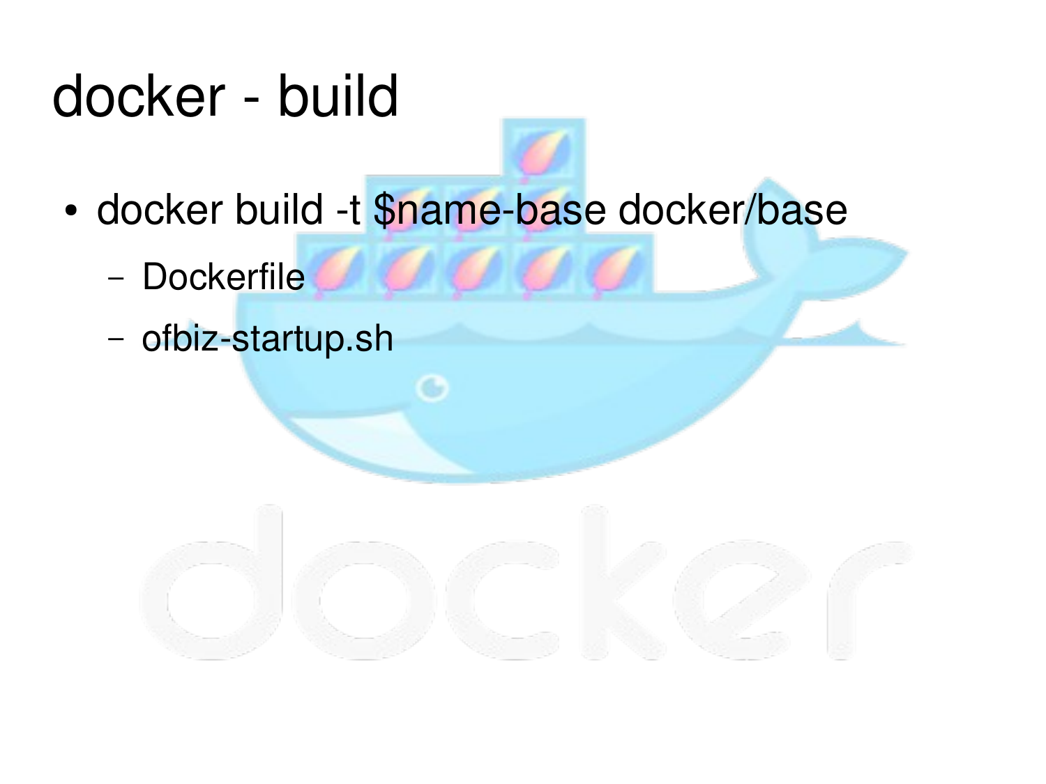# docker - build

- docker build -t $name-base docker/base
  - Dockerfile
  - ofbiz-startup.sh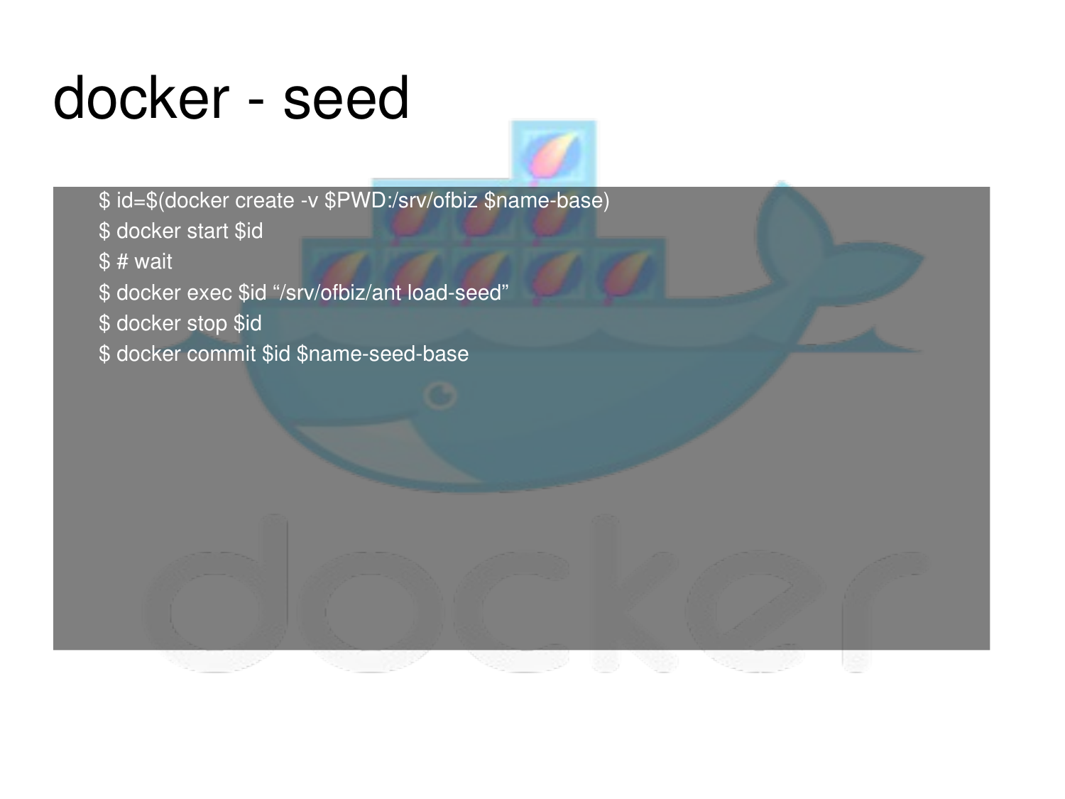# docker - seed

```
$ id=$(docker create -v $PWD:/srv/ofbiz $name-base)
$ docker start $id
$ # wait
$ docker exec $id "/srv/ofbiz/ant load-seed"
$ docker stop $id
$ docker commit $id $name-seed-base
```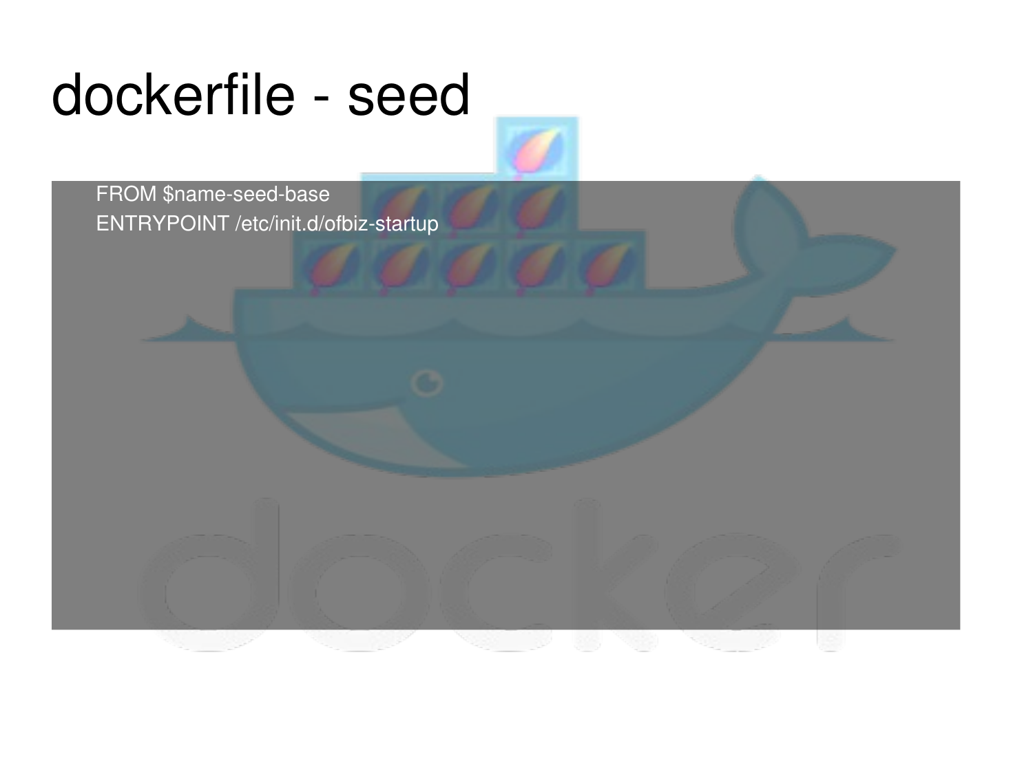# dockerfile - seed

```
FROM $name-seed-base
ENTRYPOINT /etc/init.d/ofbiz-startup
```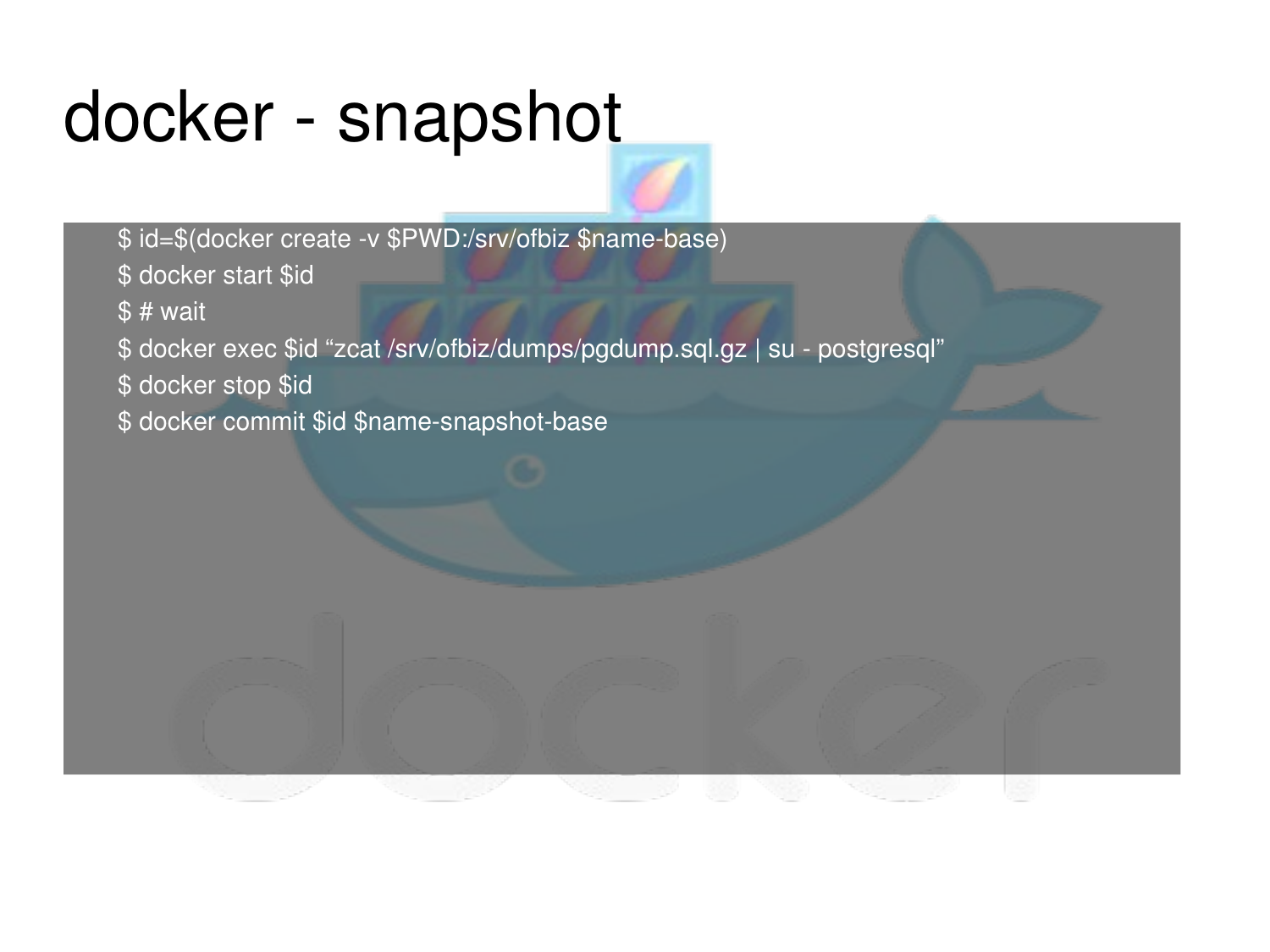# docker - snapshot

```
$ id=$(docker create -v $PWD:/srv/ofbiz $name-base)
$ docker start $id
$ # wait
$ docker exec $id “zcat /srv/ofbiz/dumps/pgdump.sql.gz | su - postgresql”
$ docker stop $id
$ docker commit $id $name-snapshot-base
```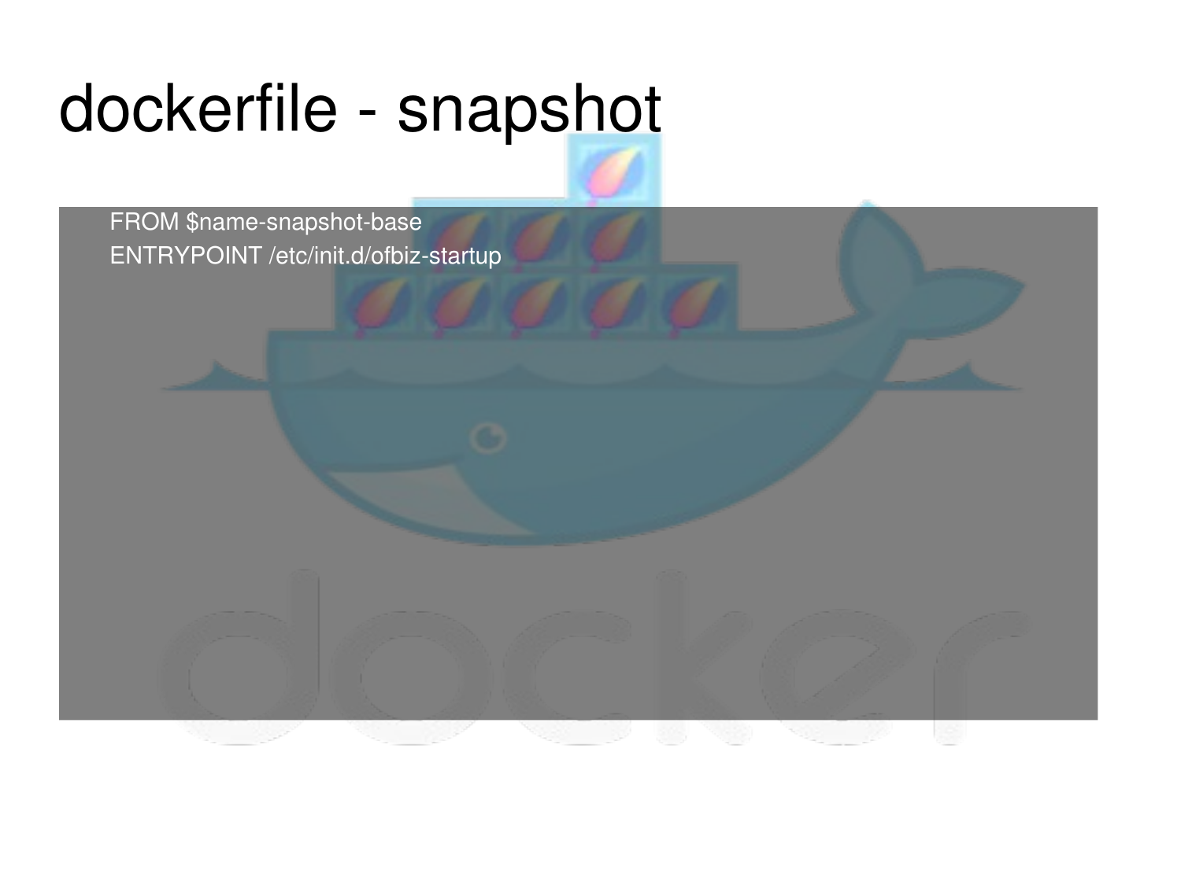# dockerfile - snapshot

```
FROM $name-snapshot-base
ENTRYPOINT /etc/init.d/ofbiz-startup
```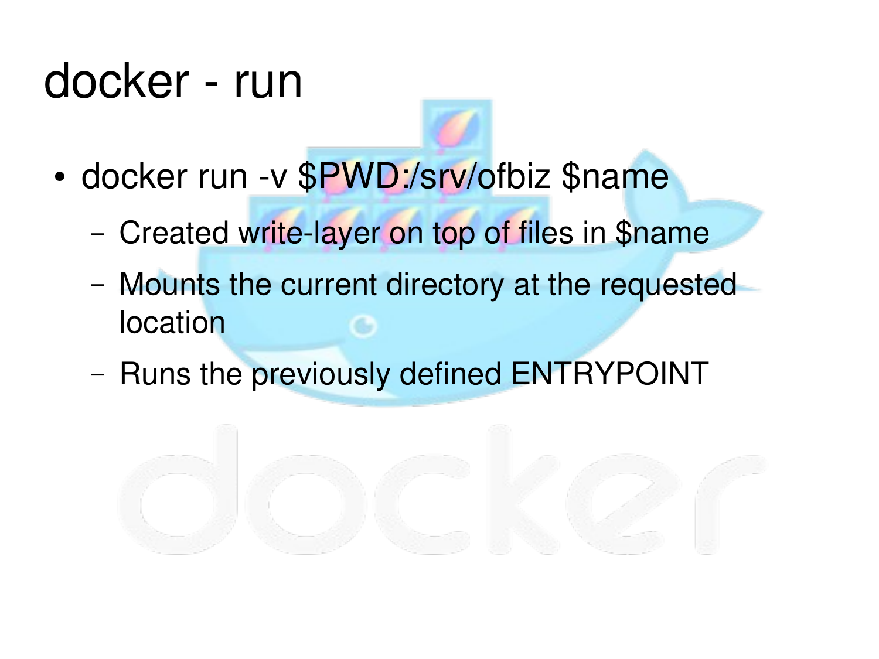# docker - run

- docker run -v $PWD:/srv/ofbiz $name
  - Created write-layer on top of files in $name
  - Mounts the current directory at the requested location
  - Runs the previously defined ENTRYPOINT